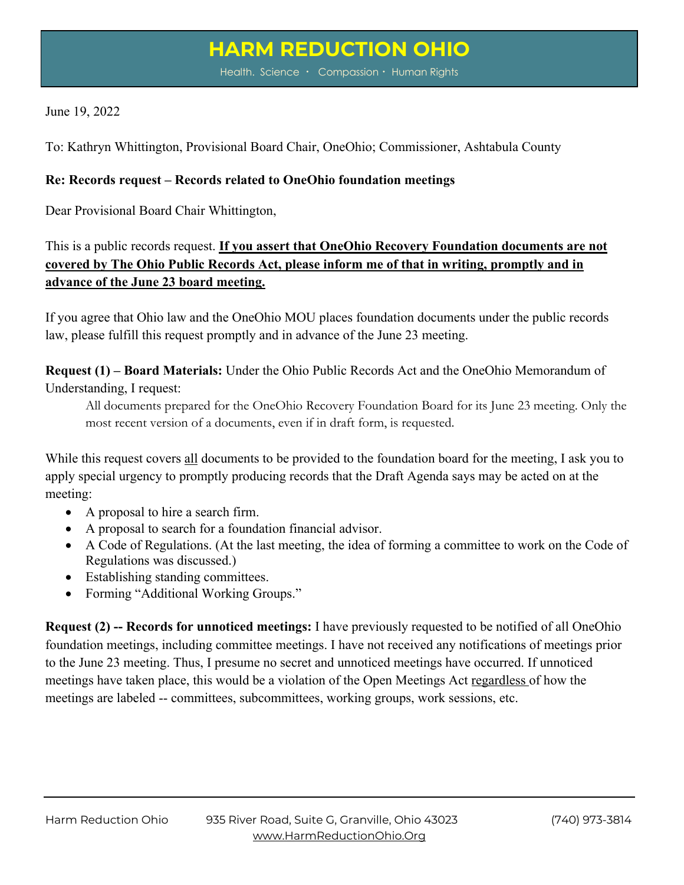# HARM REDUCTION OHIO

Health. Science · Compassion · Human Rights

June 19, 2022

To: Kathryn Whittington, Provisional Board Chair, OneOhio; Commissioner, Ashtabula County

**Re: Records request – Records related to OneOhio foundation meetings**

Dear Provisional Board Chair Whittington,

This is a public records request. **<u>If you assert that OneOhio Recovery Foundation documents are not covered by The Ohio Public Records Act, please inform me of that in writing, promptly and in advance of the June 23 board meeting.</u>**

If you agree that Ohio law and the OneOhio MOU places foundation documents under the public records law, please fulfill this request promptly and in advance of the June 23 meeting.

**Request (1) – Board Materials:** Under the Ohio Public Records Act and the OneOhio Memorandum of Understanding, I request:

> All documents prepared for the OneOhio Recovery Foundation Board for its June 23 meeting. Only the most recent version of a documents, even if in draft form, is requested.

While this request covers <u>all</u> documents to be provided to the foundation board for the meeting, I ask you to apply special urgency to promptly producing records that the Draft Agenda says may be acted on at the meeting:

- A proposal to hire a search firm.
- A proposal to search for a foundation financial advisor.
- A Code of Regulations. (At the last meeting, the idea of forming a committee to work on the Code of Regulations was discussed.)
- Establishing standing committees.
- Forming "Additional Working Groups."

**Request (2) -- Records for unnoticed meetings:** I have previously requested to be notified of all OneOhio foundation meetings, including committee meetings. I have not received any notifications of meetings prior to the June 23 meeting. Thus, I presume no secret and unnoticed meetings have occurred. If unnoticed meetings have taken place, this would be a violation of the Open Meetings Act <u>regardless</u> of how the meetings are labeled -- committees, subcommittees, working groups, work sessions, etc.

Harm Reduction Ohio 935 River Road, Suite G, Granville, Ohio 43023 (740) 973-3814
www.HarmReductionOhio.Org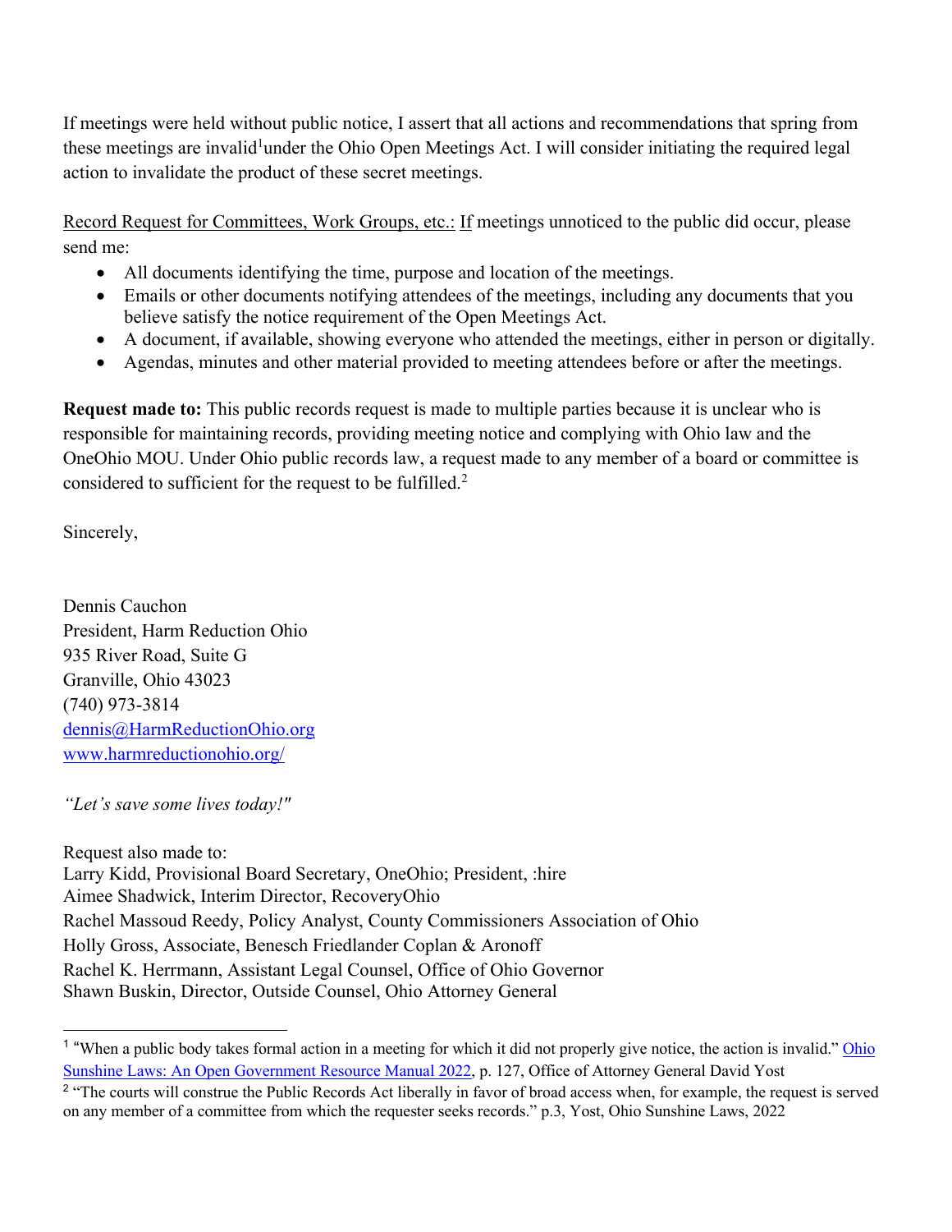If meetings were held without public notice, I assert that all actions and recommendations that spring from these meetings are invalid[1] under the Ohio Open Meetings Act. I will consider initiating the required legal action to invalidate the product of these secret meetings.

Record Request for Committees, Work Groups, etc.: If meetings unnoticed to the public did occur, please send me:

- All documents identifying the time, purpose and location of the meetings.
- Emails or other documents notifying attendees of the meetings, including any documents that you believe satisfy the notice requirement of the Open Meetings Act.
- A document, if available, showing everyone who attended the meetings, either in person or digitally.
- Agendas, minutes and other material provided to meeting attendees before or after the meetings.

**Request made to:** This public records request is made to multiple parties because it is unclear who is responsible for maintaining records, providing meeting notice and complying with Ohio law and the OneOhio MOU. Under Ohio public records law, a request made to any member of a board or committee is considered to sufficient for the request to be fulfilled.[2]

Sincerely,

Dennis Cauchon
President, Harm Reduction Ohio
935 River Road, Suite G
Granville, Ohio 43023
(740) 973-3814
dennis@HarmReductionOhio.org
www.harmreductionohio.org/

*"Let's save some lives today!"*

Request also made to:
Larry Kidd, Provisional Board Secretary, OneOhio; President, :hire
Aimee Shadwick, Interim Director, RecoveryOhio
Rachel Massoud Reedy, Policy Analyst, County Commissioners Association of Ohio
Holly Gross, Associate, Benesch Friedlander Coplan & Aronoff
Rachel K. Herrmann, Assistant Legal Counsel, Office of Ohio Governor
Shawn Buskin, Director, Outside Counsel, Ohio Attorney General

---

[1] "When a public body takes formal action in a meeting for which it did not properly give notice, the action is invalid." Ohio Sunshine Laws: An Open Government Resource Manual 2022, p. 127, Office of Attorney General David Yost

[2] "The courts will construe the Public Records Act liberally in favor of broad access when, for example, the request is served on any member of a committee from which the requester seeks records." p.3, Yost, Ohio Sunshine Laws, 2022